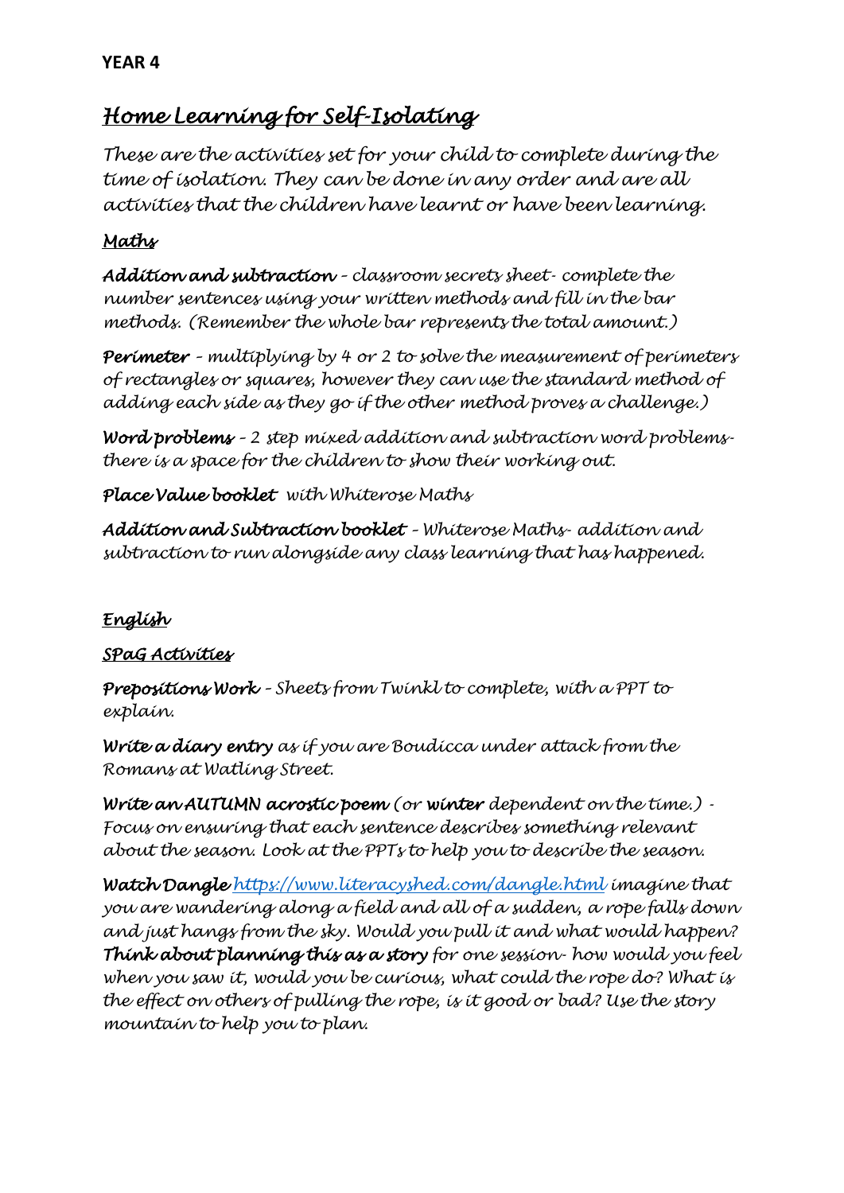**YEAR 4**

# *Home Learning for Self-Isolating*

*These are the activities set for your child to complete during the time of isolation. They can be done in any order and are all activities that the children have learnt or have been learning.*

## *Maths*

***Addition and subtraction** – classroom secrets sheet- complete the number sentences using your written methods and fill in the bar methods. (Remember the whole bar represents the total amount.)*

***Perimeter** – multiplying by 4 or 2 to solve the measurement of perimeters of rectangles or squares, however they can use the standard method of adding each side as they go if the other method proves a challenge.)*

***Word problems** – 2 step mixed addition and subtraction word problems- there is a space for the children to show their working out.*

***Place Value booklet** with Whiterose Maths*

***Addition and Subtraction booklet** – Whiterose Maths- addition and subtraction to run alongside any class learning that has happened.*

## *English*

### *SPaG Activities*

***Prepositions Work** – Sheets from Twinkl to complete, with a PPT to explain.*

***Write a diary entry** as if you are Boudicca under attack from the Romans at Watling Street.*

***Write an AUTUMN acrostic poem** (or **winter** dependent on the time.) - Focus on ensuring that each sentence describes something relevant about the season. Look at the PPTs to help you to describe the season.*

***Watch Dangle** [https://www.literacyshed.com/dangle.html](https://www.literacyshed.com/dangle.html) imagine that you are wandering along a field and all of a sudden, a rope falls down and just hangs from the sky. Would you pull it and what would happen? **Think about planning this as a story** for one session- how would you feel when you saw it, would you be curious, what could the rope do? What is the effect on others of pulling the rope, is it good or bad? Use the story mountain to help you to plan.*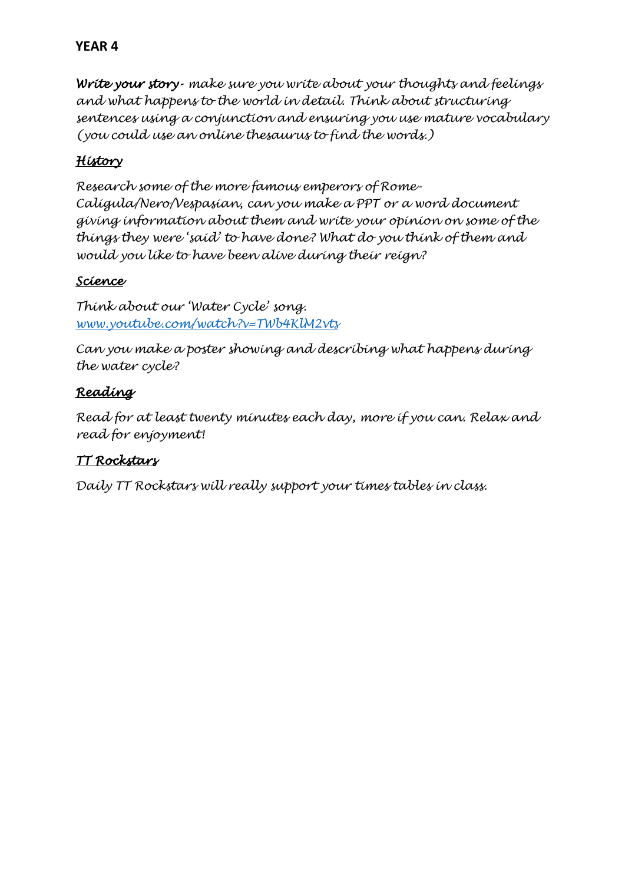## YEAR 4

***Write your story*** *- make sure you write about your thoughts and feelings and what happens to the world in detail. Think about structuring sentences using a conjunction and ensuring you use mature vocabulary (you could use an online thesaurus to find the words.)*

### *History*

*Research some of the more famous emperors of Rome- Caligula/Nero/Vespasian, can you make a PPT or a word document giving information about them and write your opinion on some of the things they were 'said' to have done? What do you think of them and would you like to have been alive during their reign?*

### *Science*

*Think about our 'Water Cycle' song.*
*www.youtube.com/watch?v=TWb4KlM2vts*

*Can you make a poster showing and describing what happens during the water cycle?*

### *Reading*

*Read for at least twenty minutes each day, more if you can. Relax and read for enjoyment!*

### *TT Rockstars*

*Daily TT Rockstars will really support your times tables in class.*